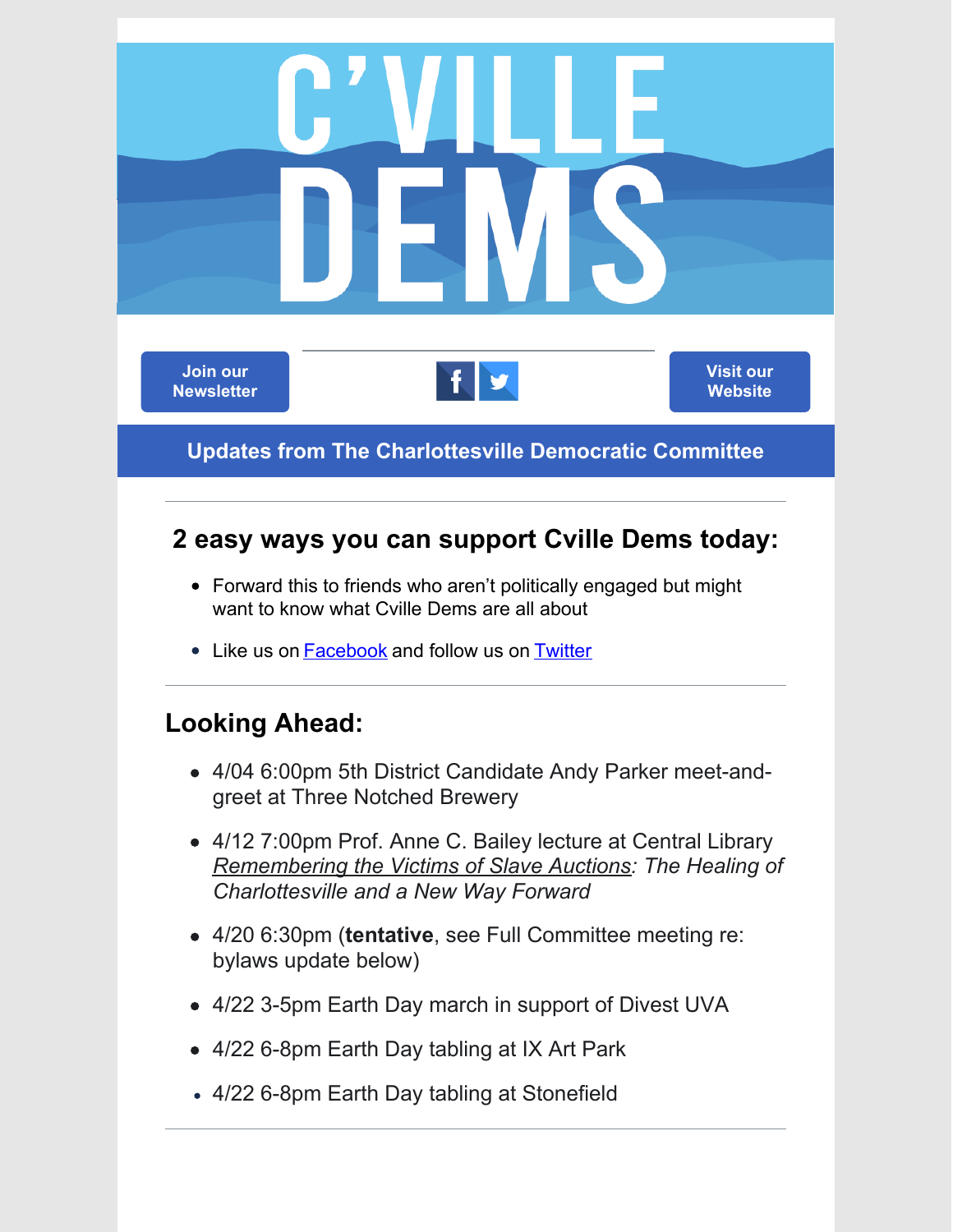# C'VILLE DEMS

Join our Newsletter

Visit our Website

**Updates from The Charlottesville Democratic Committee**

---

## 2 easy ways you can support Cville Dems today:

- Forward this to friends who aren't politically engaged but might want to know what Cville Dems are all about
- Like us on [Facebook](#) and follow us on [Twitter](#)

---

## Looking Ahead:

- 4/04 6:00pm 5th District Candidate Andy Parker meet-and-greet at Three Notched Brewery
- 4/12 7:00pm Prof. Anne C. Bailey lecture at Central Library *Remembering the Victims of Slave Auctions: The Healing of Charlottesville and a New Way Forward*
- 4/20 6:30pm (**tentative**, see Full Committee meeting re: bylaws update below)
- 4/22 3-5pm Earth Day march in support of Divest UVA
- 4/22 6-8pm Earth Day tabling at IX Art Park
- 4/22 6-8pm Earth Day tabling at Stonefield

---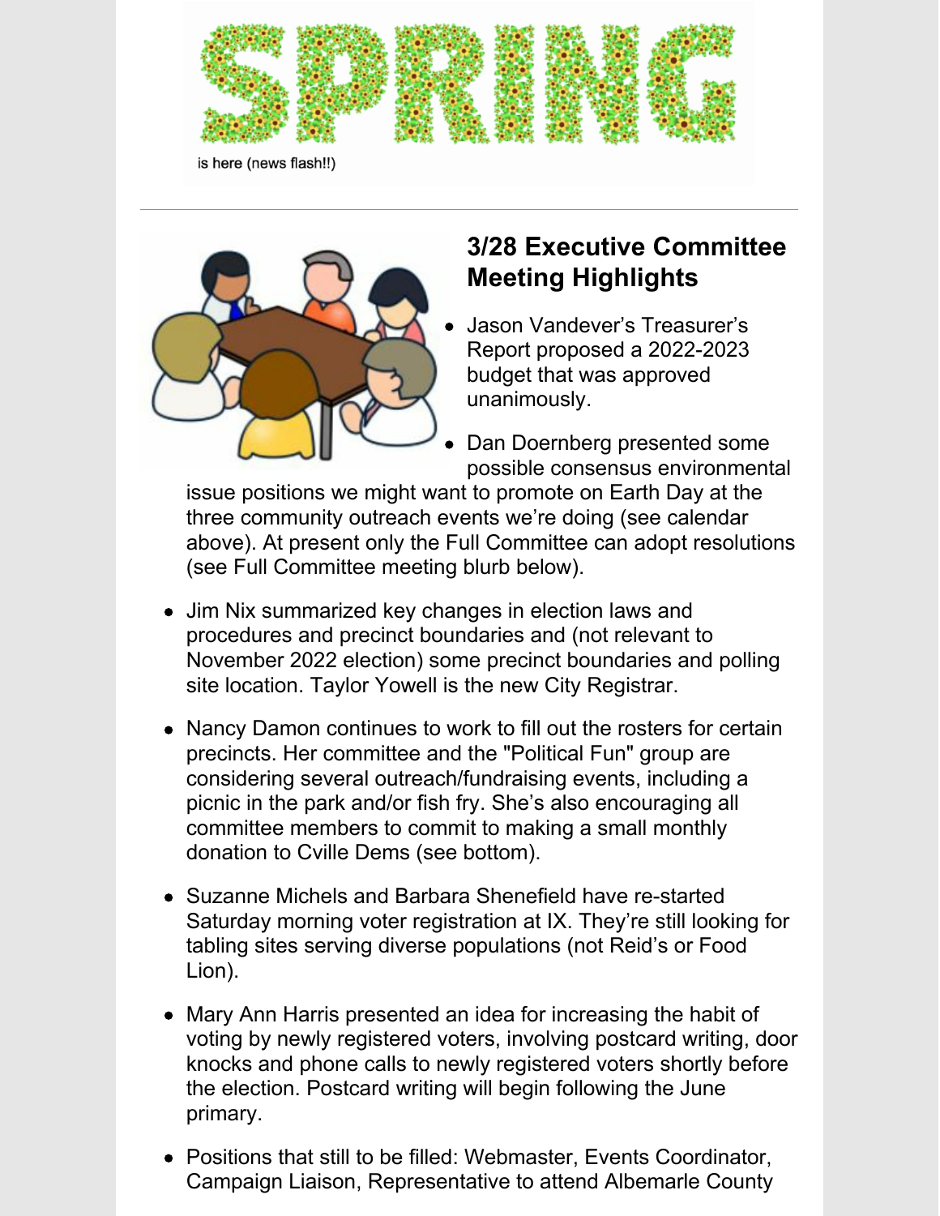SPRING

is here (news flash!!)

---

## 3/28 Executive Committee Meeting Highlights

- Jason Vandever's Treasurer's Report proposed a 2022-2023 budget that was approved unanimously.
- Dan Doernberg presented some possible consensus environmental issue positions we might want to promote on Earth Day at the three community outreach events we're doing (see calendar above). At present only the Full Committee can adopt resolutions (see Full Committee meeting blurb below).
- Jim Nix summarized key changes in election laws and procedures and precinct boundaries and (not relevant to November 2022 election) some precinct boundaries and polling site location. Taylor Yowell is the new City Registrar.
- Nancy Damon continues to work to fill out the rosters for certain precincts. Her committee and the "Political Fun" group are considering several outreach/fundraising events, including a picnic in the park and/or fish fry. She's also encouraging all committee members to commit to making a small monthly donation to Cville Dems (see bottom).
- Suzanne Michels and Barbara Shenefield have re-started Saturday morning voter registration at IX. They're still looking for tabling sites serving diverse populations (not Reid's or Food Lion).
- Mary Ann Harris presented an idea for increasing the habit of voting by newly registered voters, involving postcard writing, door knocks and phone calls to newly registered voters shortly before the election. Postcard writing will begin following the June primary.
- Positions that still to be filled: Webmaster, Events Coordinator, Campaign Liaison, Representative to attend Albemarle County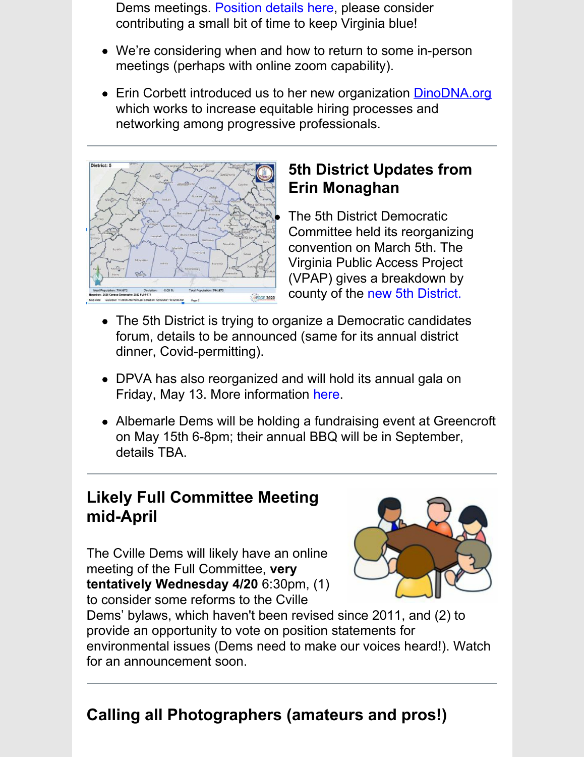Dems meetings. Position details here, please consider contributing a small bit of time to keep Virginia blue!

- We're considering when and how to return to some in-person meetings (perhaps with online zoom capability).

- Erin Corbett introduced us to her new organization DinoDNA.org which works to increase equitable hiring processes and networking among progressive professionals.

---

## 5th District Updates from Erin Monaghan

- The 5th District Democratic Committee held its reorganizing convention on March 5th. The Virginia Public Access Project (VPAP) gives a breakdown by county of the new 5th District.

- The 5th District is trying to organize a Democratic candidates forum, details to be announced (same for its annual district dinner, Covid-permitting).

- DPVA has also reorganized and will hold its annual gala on Friday, May 13. More information here.

- Albemarle Dems will be holding a fundraising event at Greencroft on May 15th 6-8pm; their annual BBQ will be in September, details TBA.

---

## Likely Full Committee Meeting mid-April

The Cville Dems will likely have an online meeting of the Full Committee, **very tentatively Wednesday 4/20** 6:30pm, (1) to consider some reforms to the Cville Dems' bylaws, which haven't been revised since 2011, and (2) to provide an opportunity to vote on position statements for environmental issues (Dems need to make our voices heard!). Watch for an announcement soon.

---

## Calling all Photographers (amateurs and pros!)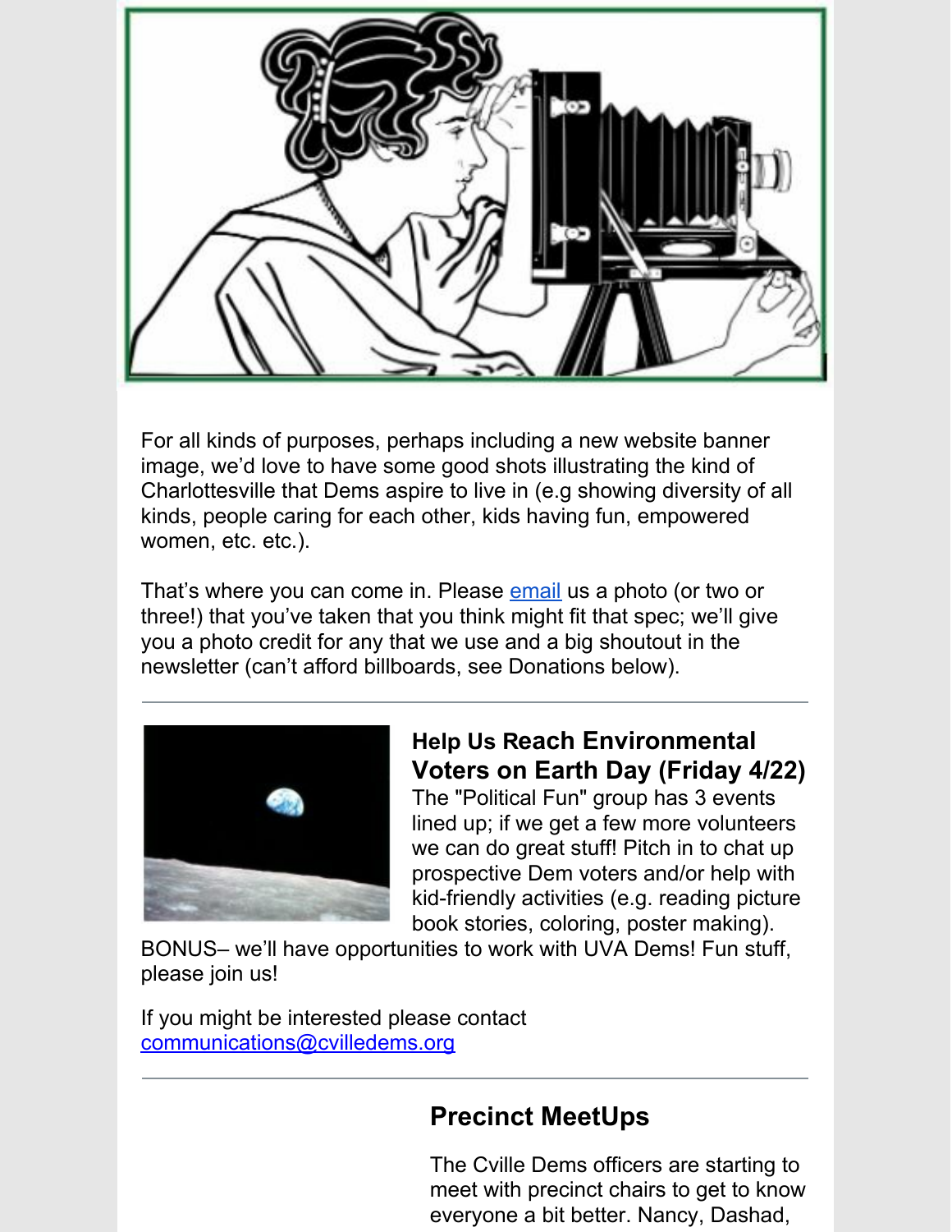For all kinds of purposes, perhaps including a new website banner image, we'd love to have some good shots illustrating the kind of Charlottesville that Dems aspire to live in (e.g showing diversity of all kinds, people caring for each other, kids having fun, empowered women, etc. etc.).

That's where you can come in. Please email us a photo (or two or three!) that you've taken that you think might fit that spec; we'll give you a photo credit for any that we use and a big shoutout in the newsletter (can't afford billboards, see Donations below).

---

### Help Us Reach Environmental Voters on Earth Day (Friday 4/22)

The "Political Fun" group has 3 events lined up; if we get a few more volunteers we can do great stuff! Pitch in to chat up prospective Dem voters and/or help with kid-friendly activities (e.g. reading picture book stories, coloring, poster making). BONUS– we'll have opportunities to work with UVA Dems! Fun stuff, please join us!

If you might be interested please contact communications@cvilledems.org

---

### Precinct MeetUps

The Cville Dems officers are starting to meet with precinct chairs to get to know everyone a bit better. Nancy, Dashad,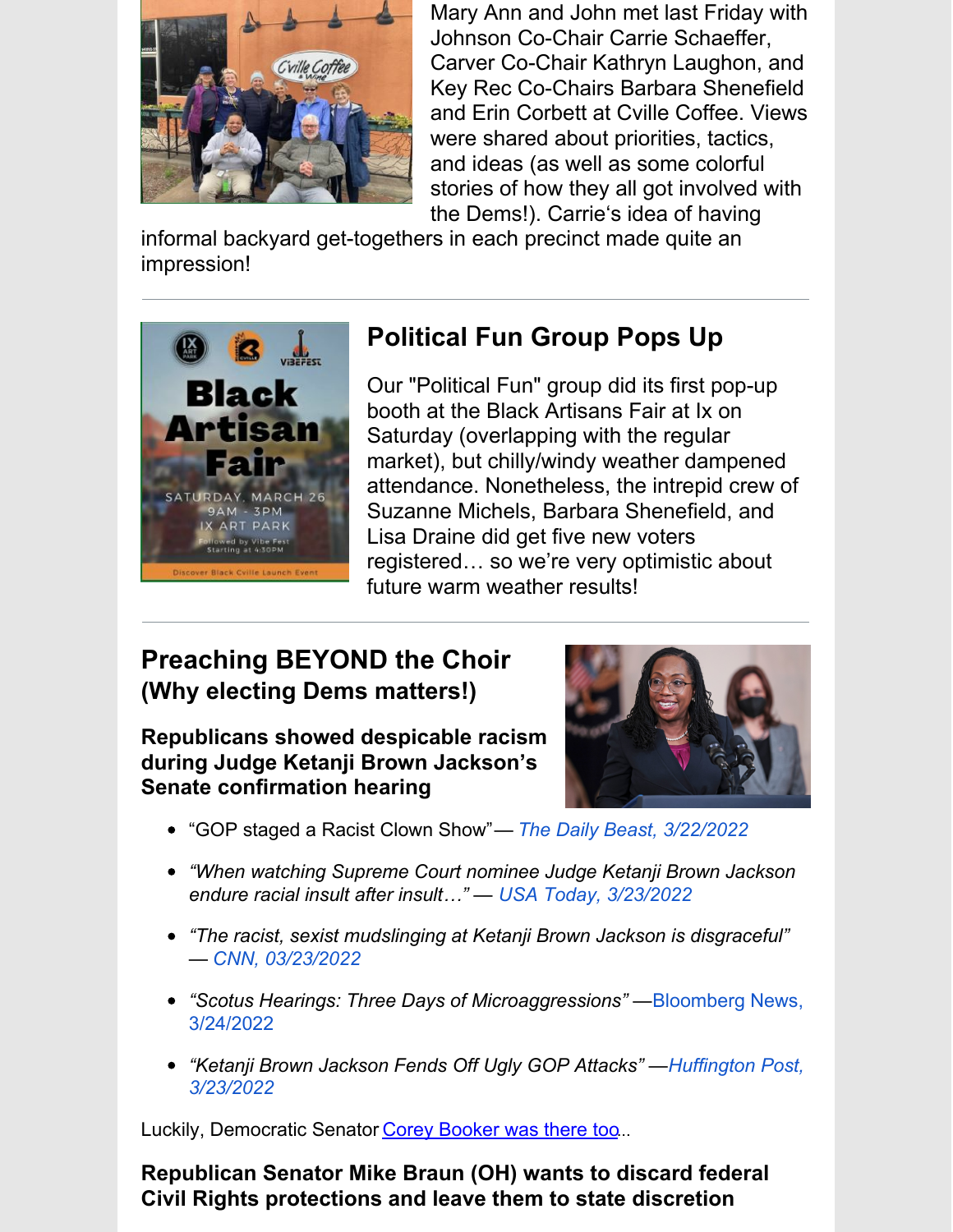Mary Ann and John met last Friday with Johnson Co-Chair Carrie Schaeffer, Carver Co-Chair Kathryn Laughon, and Key Rec Co-Chairs Barbara Shenefield and Erin Corbett at Cville Coffee. Views were shared about priorities, tactics, and ideas (as well as some colorful stories of how they all got involved with the Dems!). Carrie's idea of having informal backyard get-togethers in each precinct made quite an impression!

---

## Political Fun Group Pops Up

Our "Political Fun" group did its first pop-up booth at the Black Artisans Fair at Ix on Saturday (overlapping with the regular market), but chilly/windy weather dampened attendance. Nonetheless, the intrepid crew of Suzanne Michels, Barbara Shenefield, and Lisa Draine did get five new voters registered… so we're very optimistic about future warm weather results!

---

## Preaching BEYOND the Choir (Why electing Dems matters!)

### Republicans showed despicable racism during Judge Ketanji Brown Jackson's Senate confirmation hearing

- "GOP staged a Racist Clown Show"— *The Daily Beast, 3/22/2022*
- *"When watching Supreme Court nominee Judge Ketanji Brown Jackson endure racial insult after insult…" — USA Today, 3/23/2022*
- *"The racist, sexist mudslinging at Ketanji Brown Jackson is disgraceful" — CNN, 03/23/2022*
- *"Scotus Hearings: Three Days of Microaggressions"* —Bloomberg News, 3/24/2022
- *"Ketanji Brown Jackson Fends Off Ugly GOP Attacks" —Huffington Post, 3/23/2022*

Luckily, Democratic Senator Corey Booker was there too...

### Republican Senator Mike Braun (OH) wants to discard federal Civil Rights protections and leave them to state discretion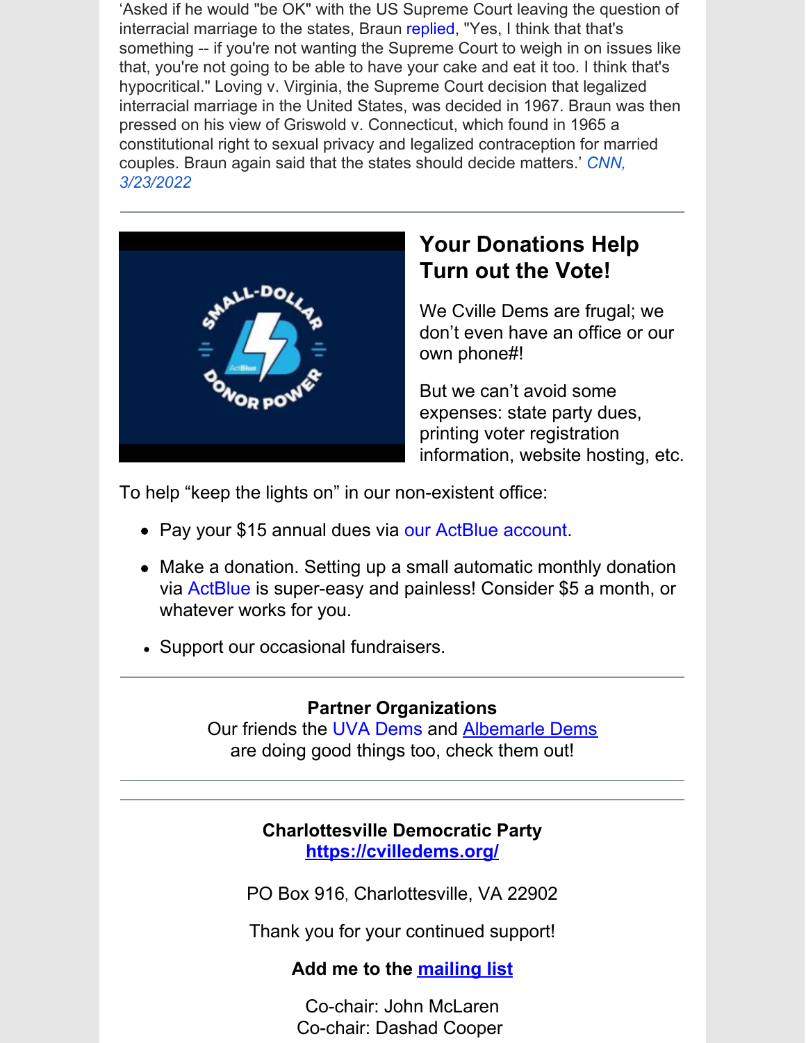'Asked if he would "be OK" with the US Supreme Court leaving the question of interracial marriage to the states, Braun replied, "Yes, I think that that's something -- if you're not wanting the Supreme Court to weigh in on issues like that, you're not going to be able to have your cake and eat it too. I think that's hypocritical." Loving v. Virginia, the Supreme Court decision that legalized interracial marriage in the United States, was decided in 1967. Braun was then pressed on his view of Griswold v. Connecticut, which found in 1965 a constitutional right to sexual privacy and legalized contraception for married couples. Braun again said that the states should decide matters.' *CNN, 3/23/2022*

---

## Your Donations Help Turn out the Vote!

We Cville Dems are frugal; we don't even have an office or our own phone#!

But we can't avoid some expenses: state party dues, printing voter registration information, website hosting, etc.

To help "keep the lights on" in our non-existent office:

- Pay your $15 annual dues via our ActBlue account.
- Make a donation. Setting up a small automatic monthly donation via ActBlue is super-easy and painless! Consider $5 a month, or whatever works for you.
- Support our occasional fundraisers.

---

**Partner Organizations**
Our friends the UVA Dems and Albemarle Dems are doing good things too, check them out!

---

**Charlottesville Democratic Party**
**https://cvilledems.org/**

PO Box 916, Charlottesville, VA 22902

Thank you for your continued support!

**Add me to the mailing list**

Co-chair: John McLaren
Co-chair: Dashad Cooper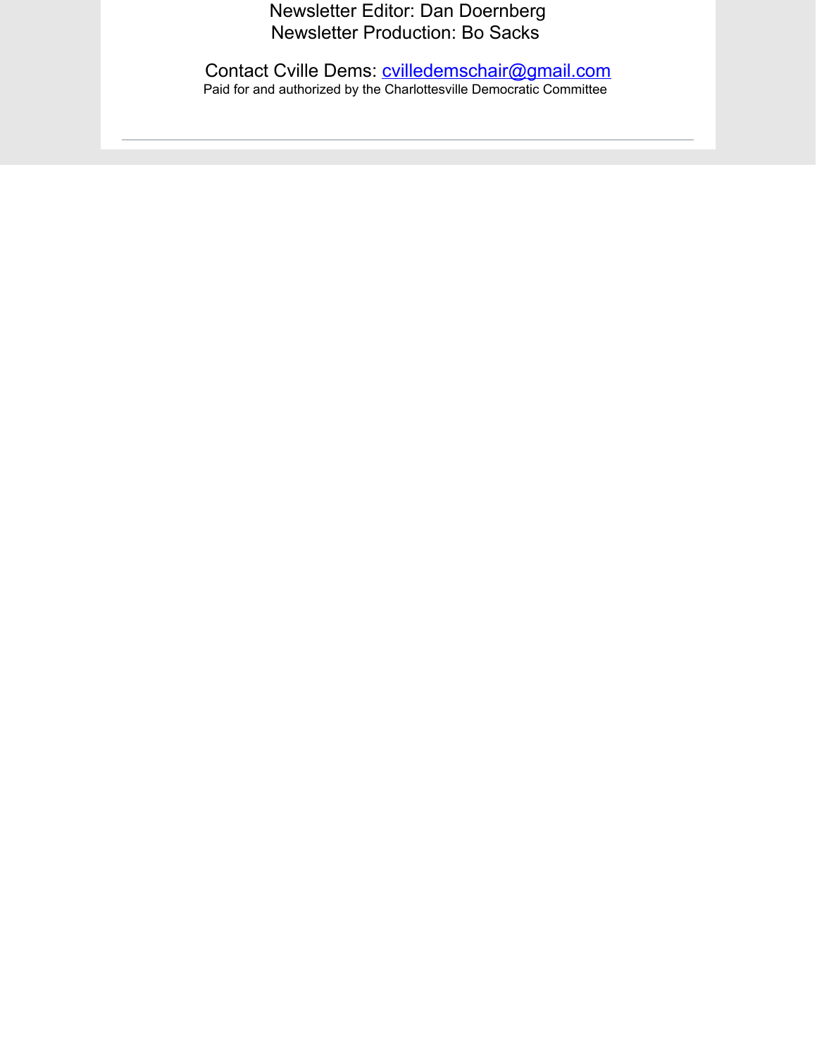Newsletter Editor: Dan Doernberg
Newsletter Production: Bo Sacks

Contact Cville Dems: [cvilledemschair@gmail.com](mailto:cvilledemschair@gmail.com)
Paid for and authorized by the Charlottesville Democratic Committee

---